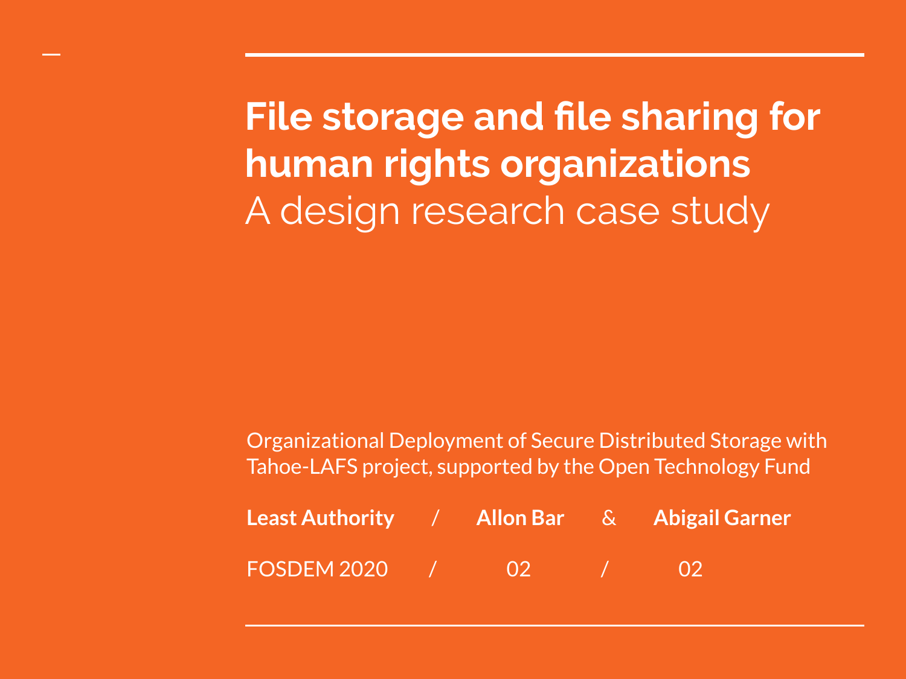# File storage and file sharing for human rights organizations

A design research case study

Organizational Deployment of Secure Distributed Storage with Tahoe-LAFS project, supported by the Open Technology Fund

**Least Authority** / **Allon Bar** & **Abigail Garner**

FOSDEM 2020 / 02 / 02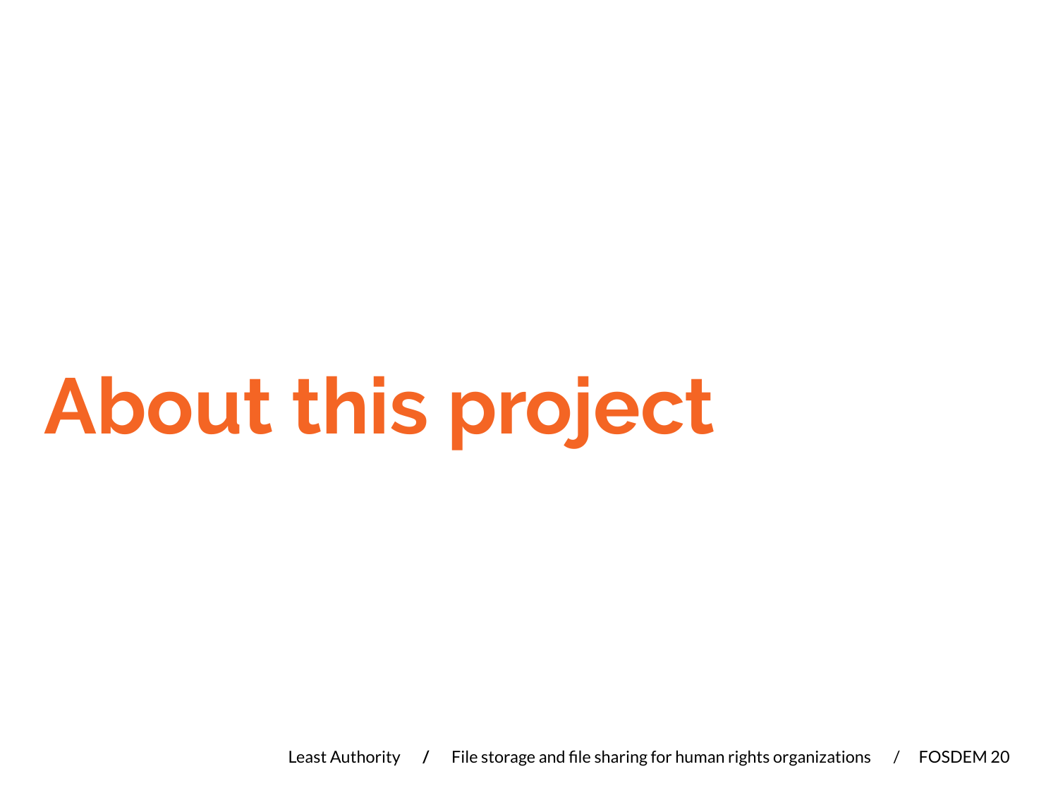# About this project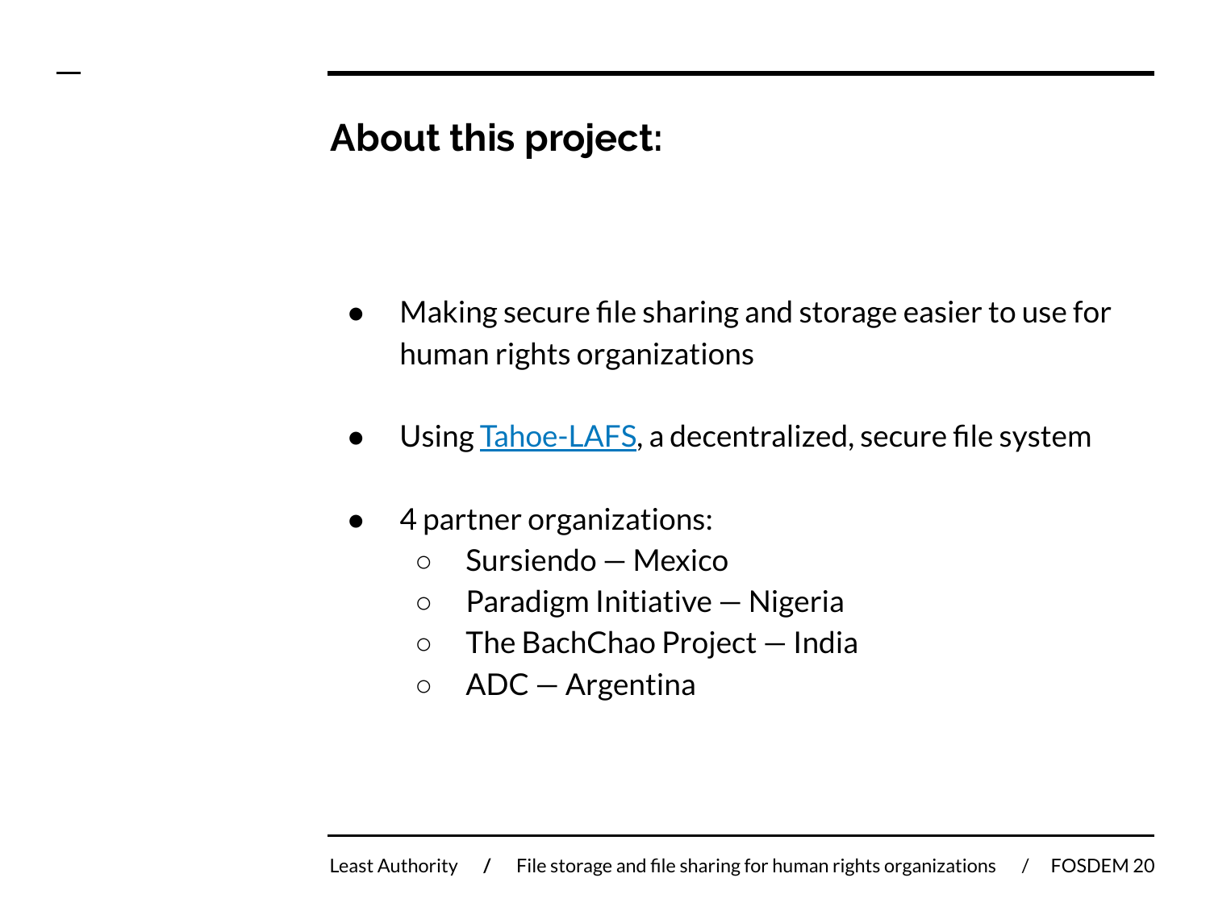## About this project:

- Making secure file sharing and storage easier to use for human rights organizations
- Using Tahoe-LAFS, a decentralized, secure file system
- 4 partner organizations:
  - Sursiendo — Mexico
  - Paradigm Initiative — Nigeria
  - The BachChao Project — India
  - ADC — Argentina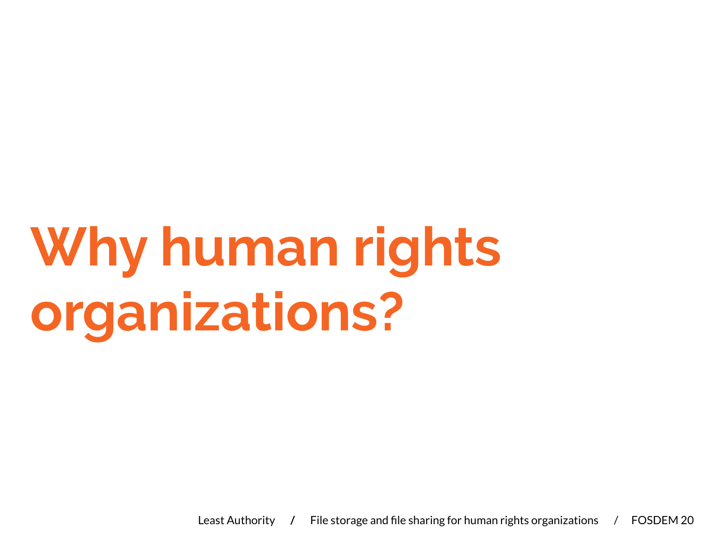# Why human rights organizations?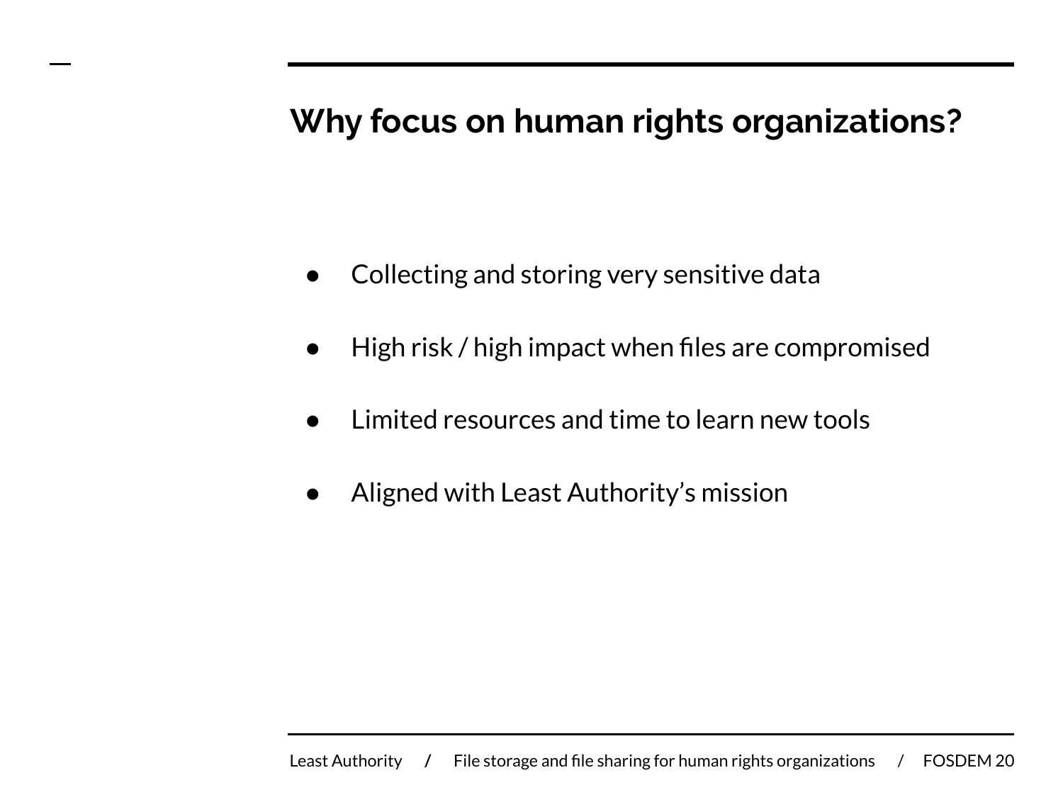## Why focus on human rights organizations?

- Collecting and storing very sensitive data
- High risk / high impact when files are compromised
- Limited resources and time to learn new tools
- Aligned with Least Authority's mission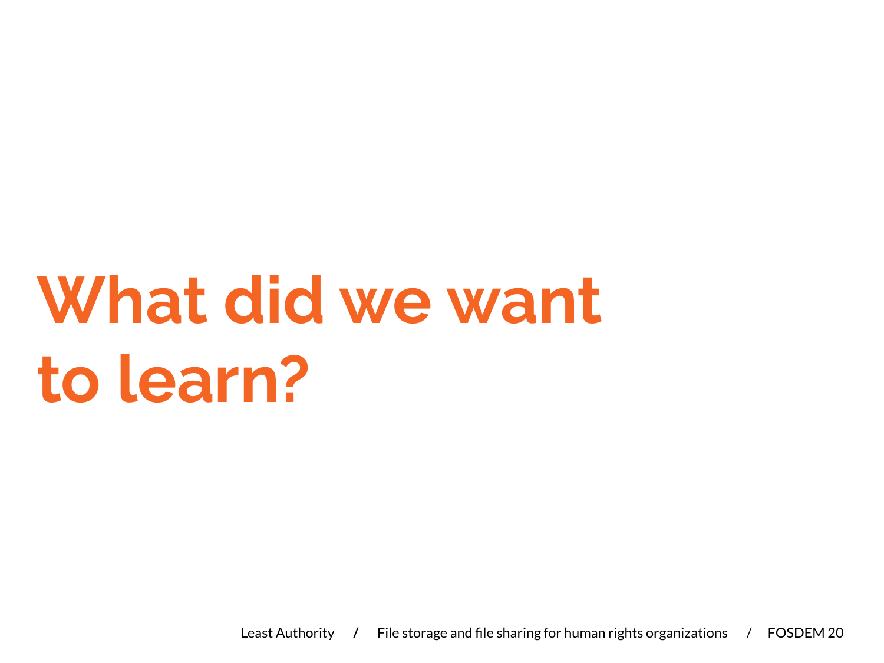# What did we want to learn?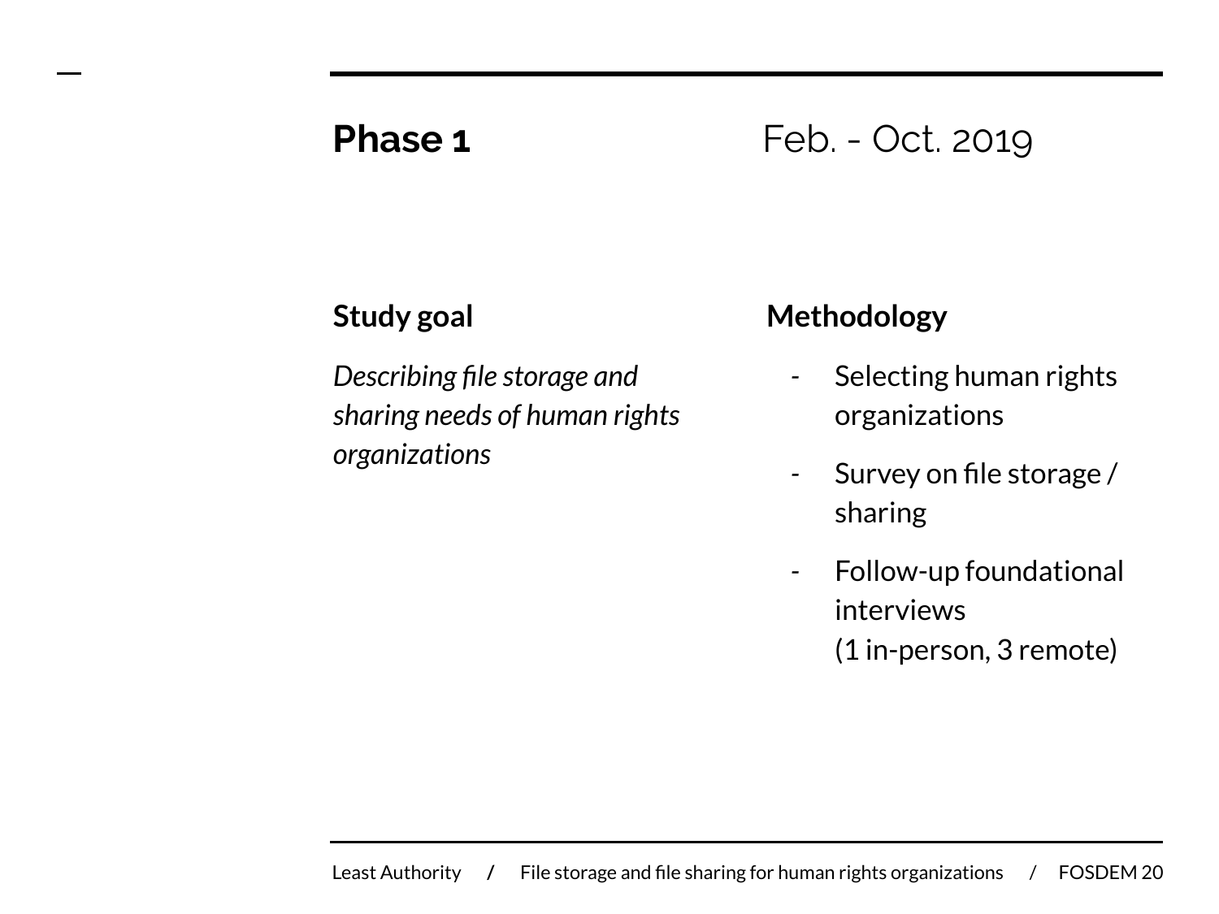## Phase 1

Feb. - Oct. 2019

### Study goal

*Describing file storage and sharing needs of human rights organizations*

### Methodology

- Selecting human rights organizations
- Survey on file storage / sharing
- Follow-up foundational interviews (1 in-person, 3 remote)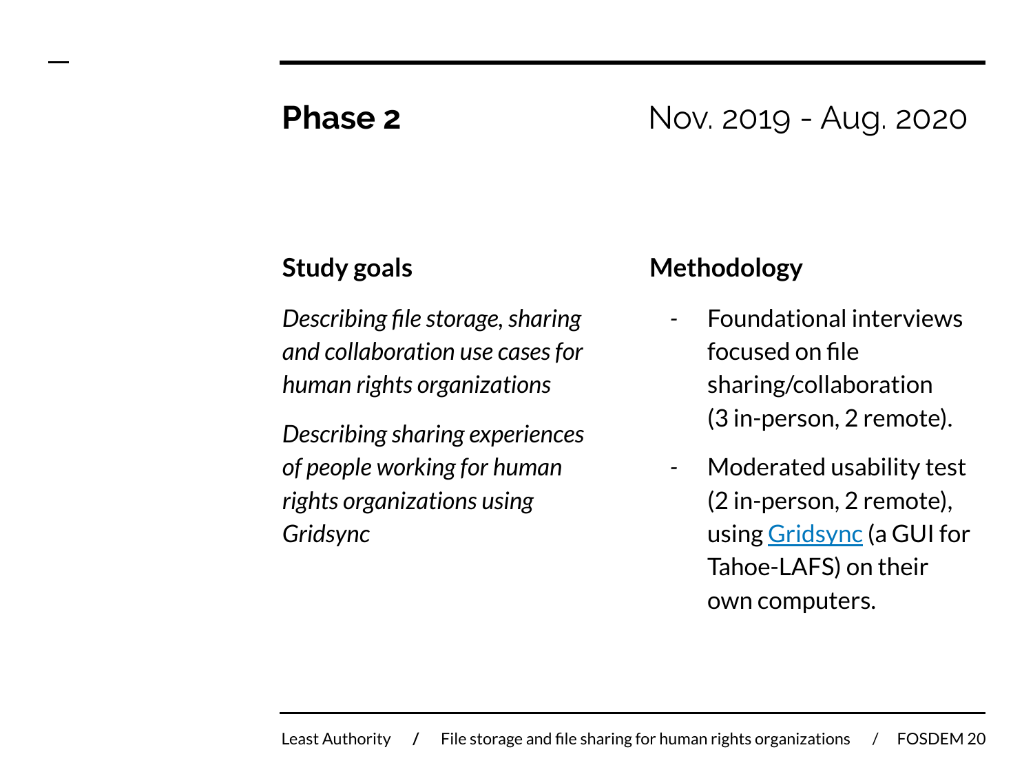# Phase 2

Nov. 2019 - Aug. 2020

## Study goals

*Describing file storage, sharing and collaboration use cases for human rights organizations*

*Describing sharing experiences of people working for human rights organizations using Gridsync*

## Methodology

- Foundational interviews focused on file sharing/collaboration (3 in-person, 2 remote).
- Moderated usability test (2 in-person, 2 remote), using Gridsync (a GUI for Tahoe-LAFS) on their own computers.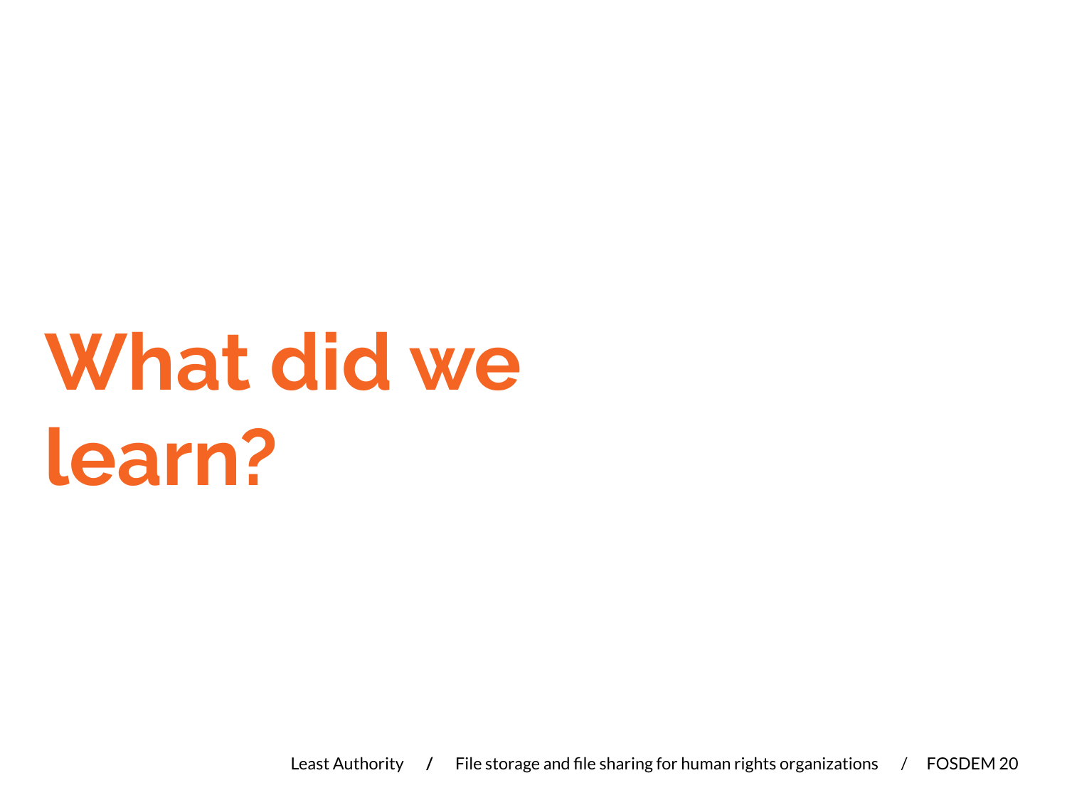# What did we learn?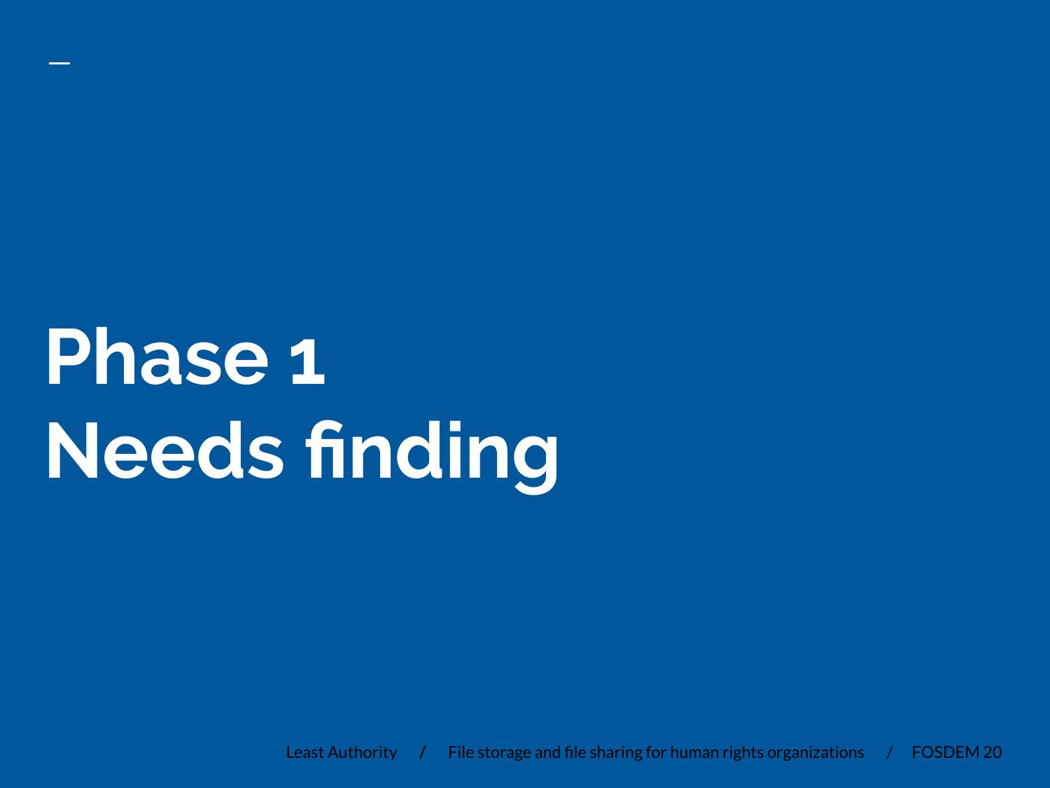# Phase 1
# Needs finding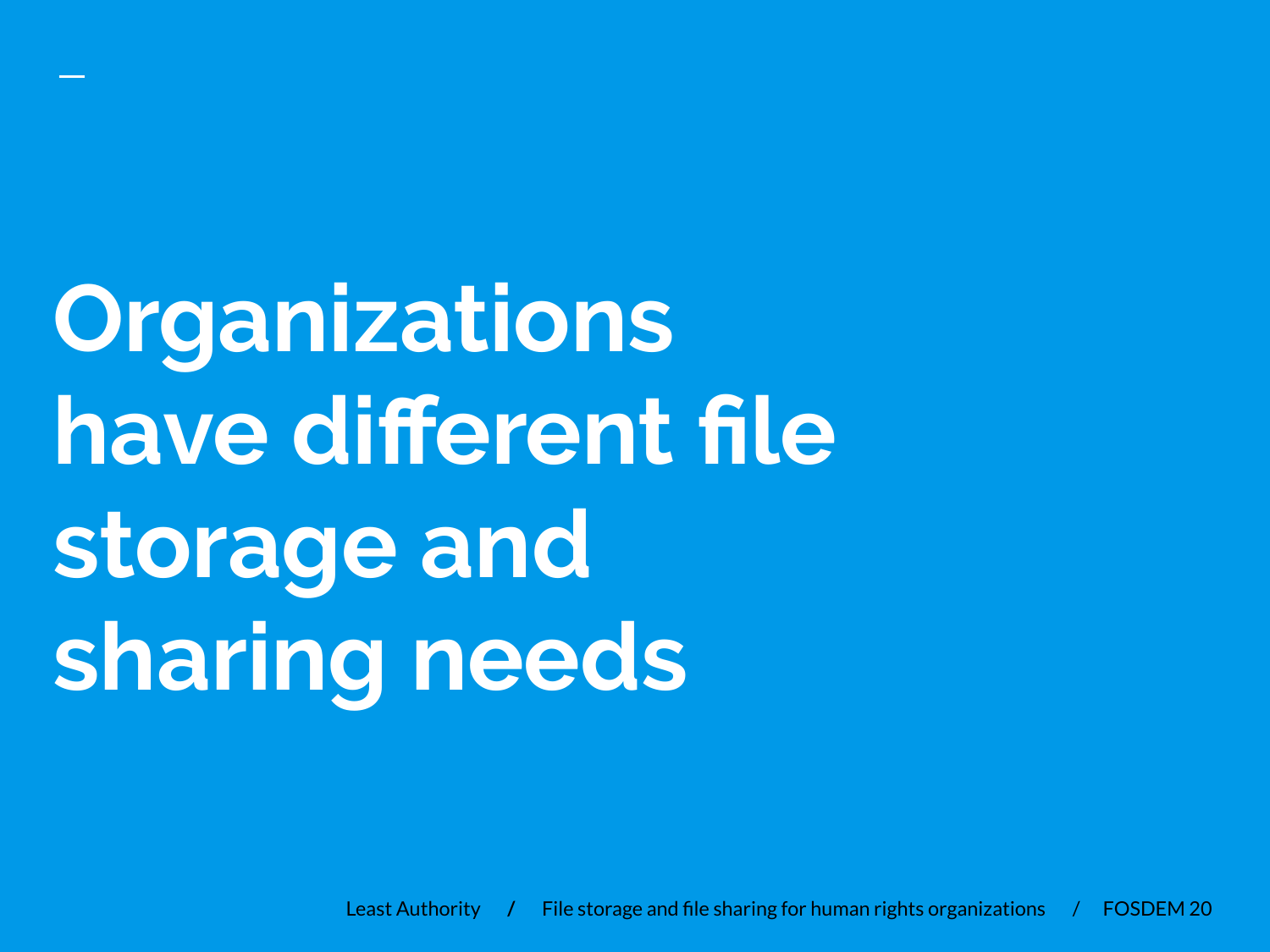# Organizations have different file storage and sharing needs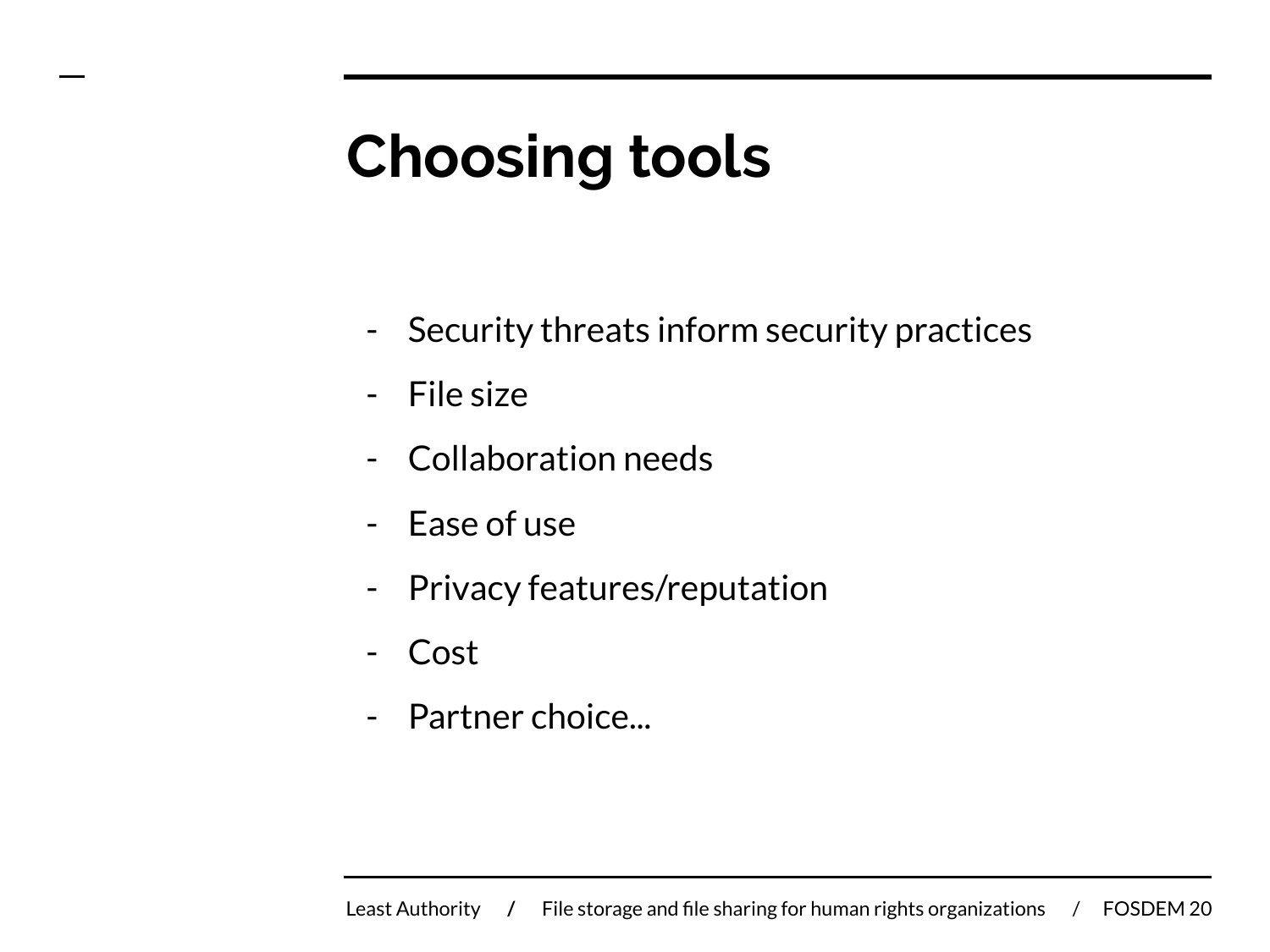# Choosing tools

- Security threats inform security practices
- File size
- Collaboration needs
- Ease of use
- Privacy features/reputation
- Cost
- Partner choice...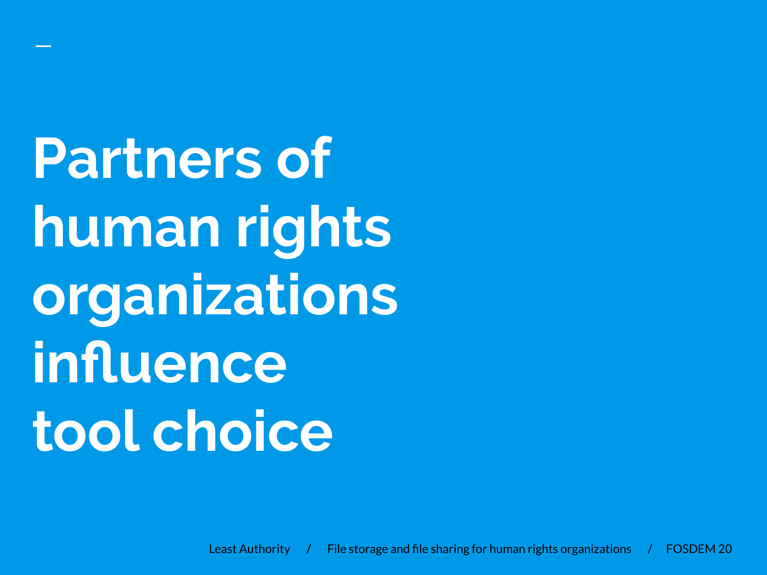# Partners of human rights organizations influence tool choice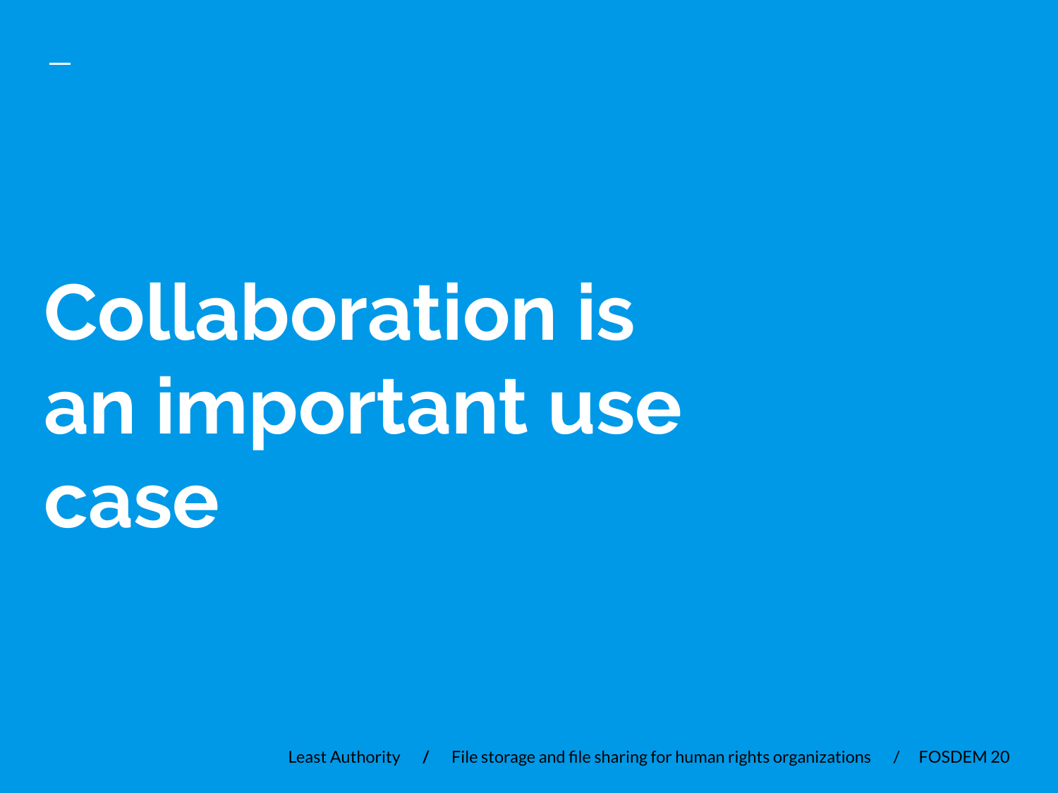# Collaboration is an important use case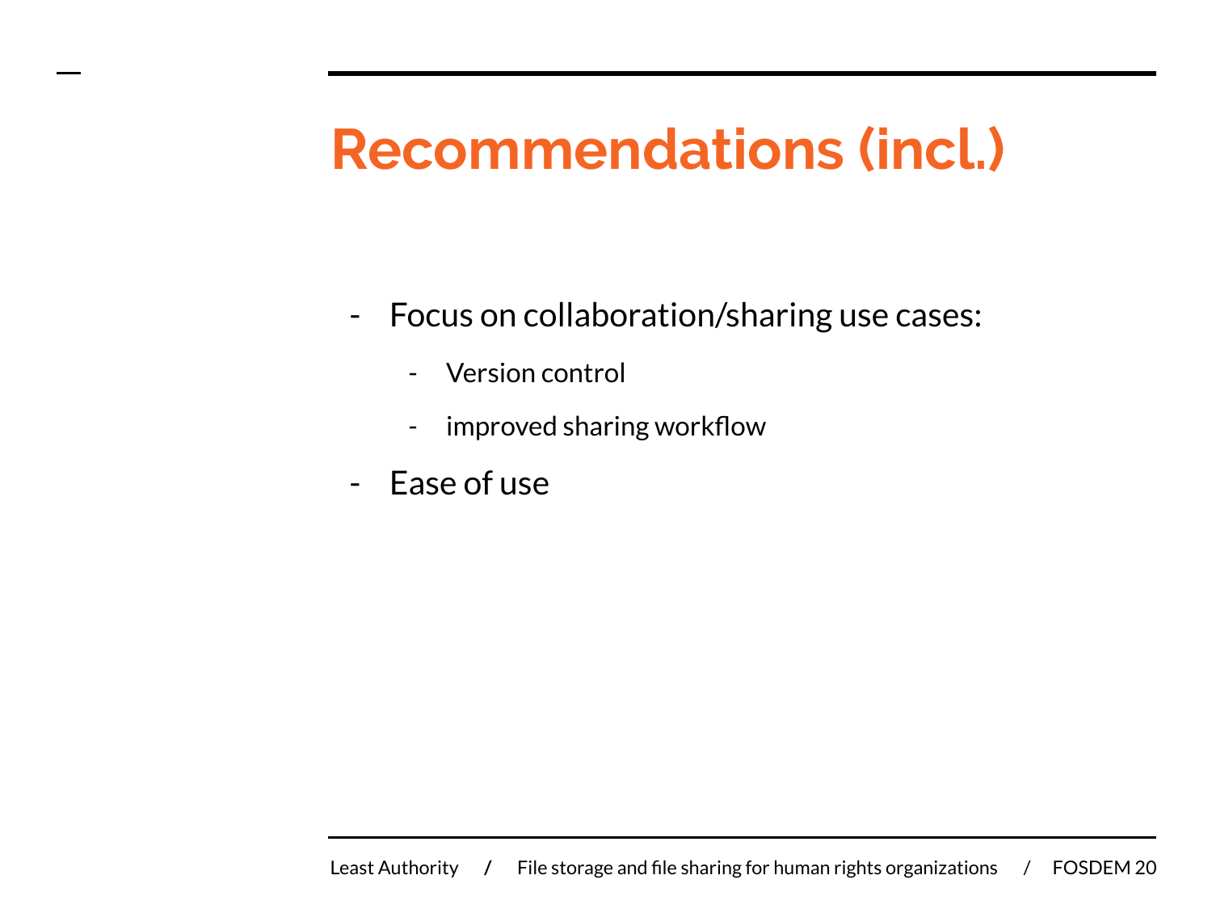# Recommendations (incl.)

- Focus on collaboration/sharing use cases:
  - Version control
  - improved sharing workflow
- Ease of use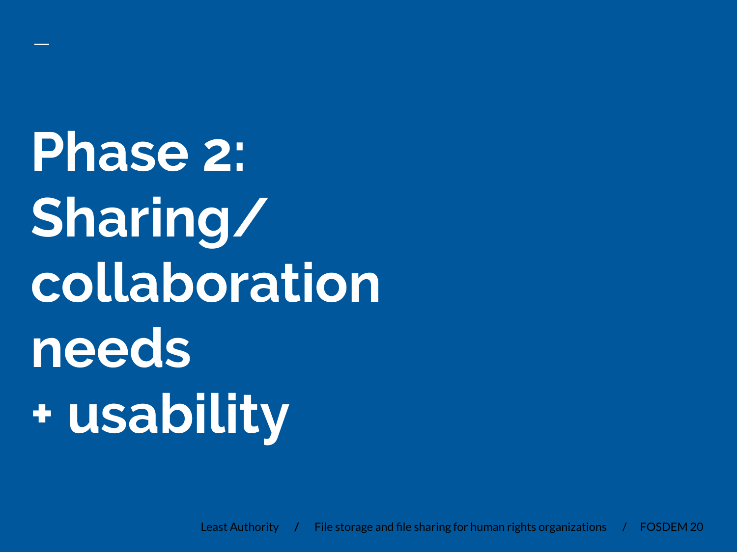# Phase 2: Sharing/ collaboration needs + usability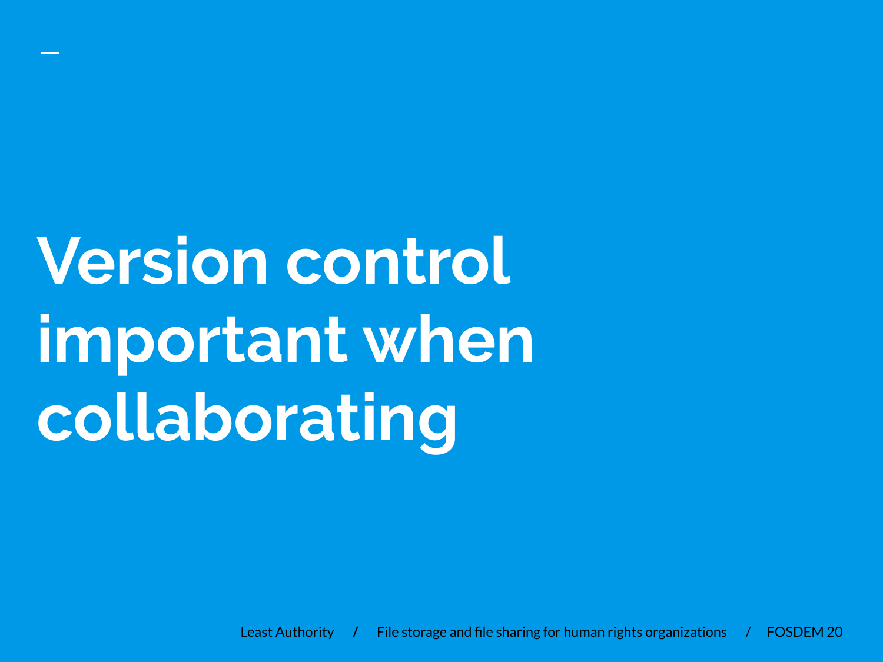# Version control important when collaborating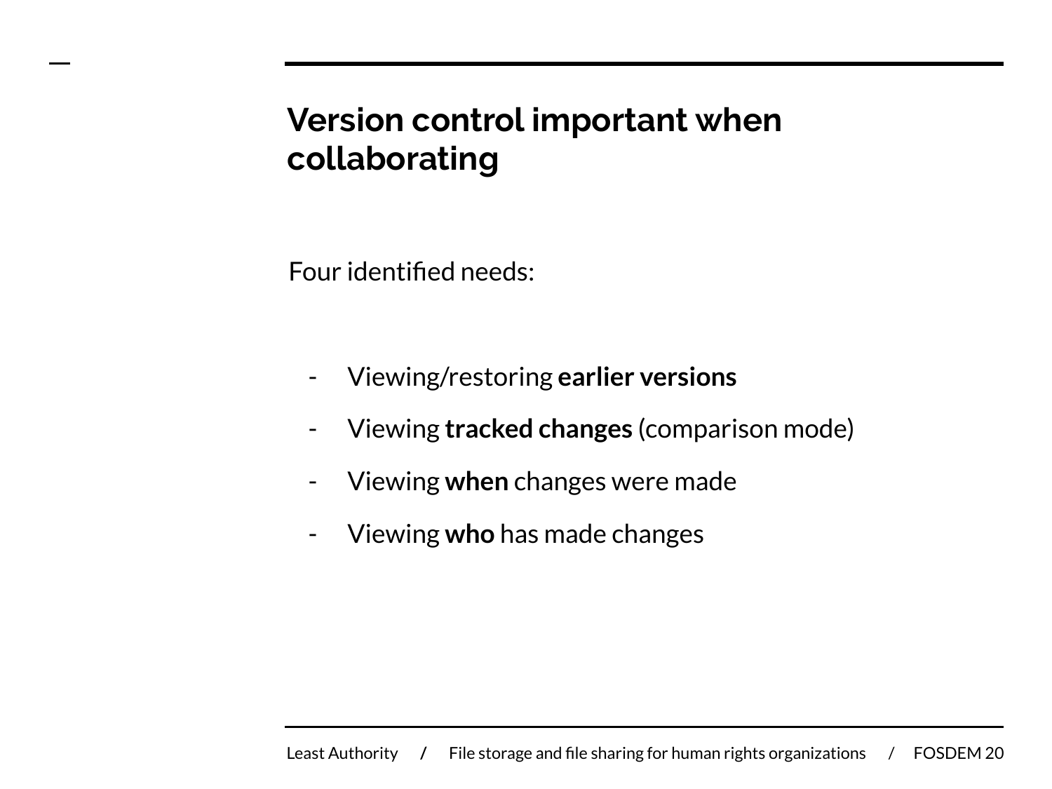## Version control important when collaborating

Four identified needs:

- Viewing/restoring **earlier versions**
- Viewing **tracked changes** (comparison mode)
- Viewing **when** changes were made
- Viewing **who** has made changes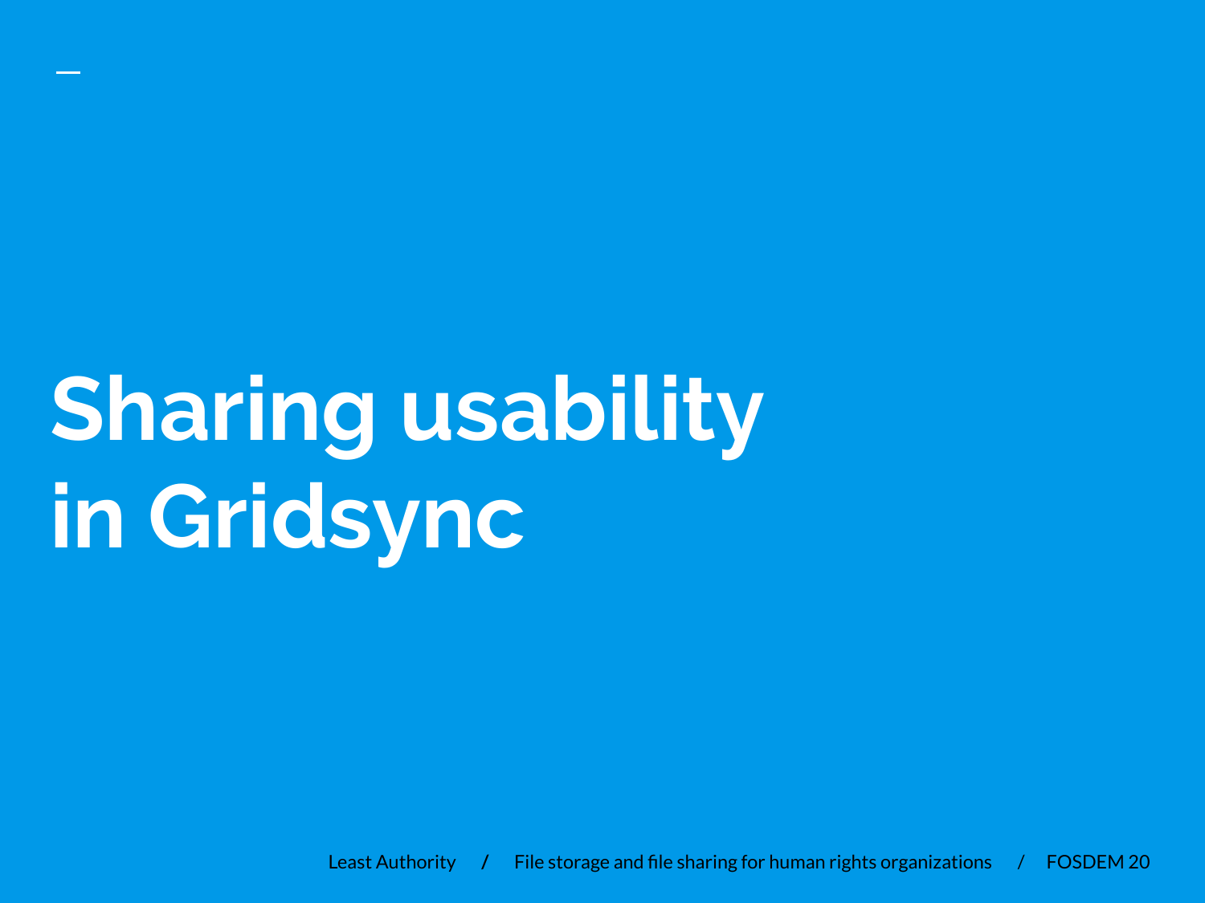# Sharing usability in Gridsync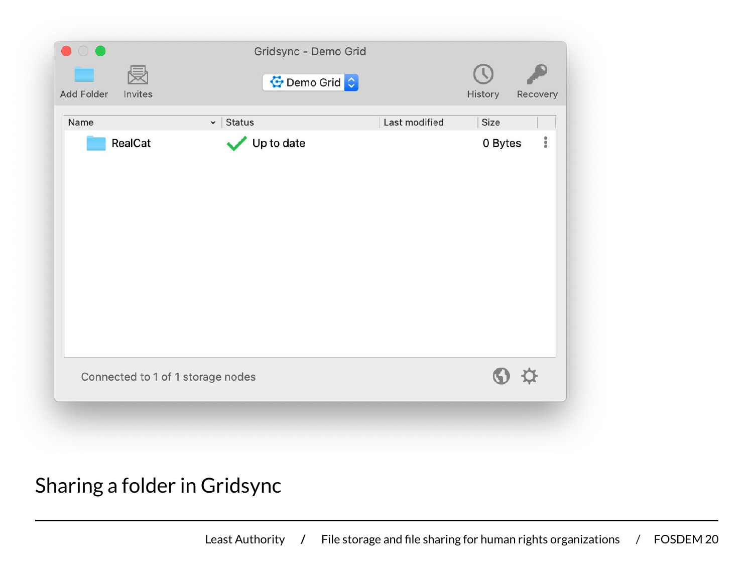Gridsync - Demo Grid

Add Folder Invites Demo Grid History Recovery

| Name | Status | Last modified | Size |
| --- | --- | --- | --- |
| RealCat | Up to date | | 0 Bytes |

Connected to 1 of 1 storage nodes

# Sharing a folder in Gridsync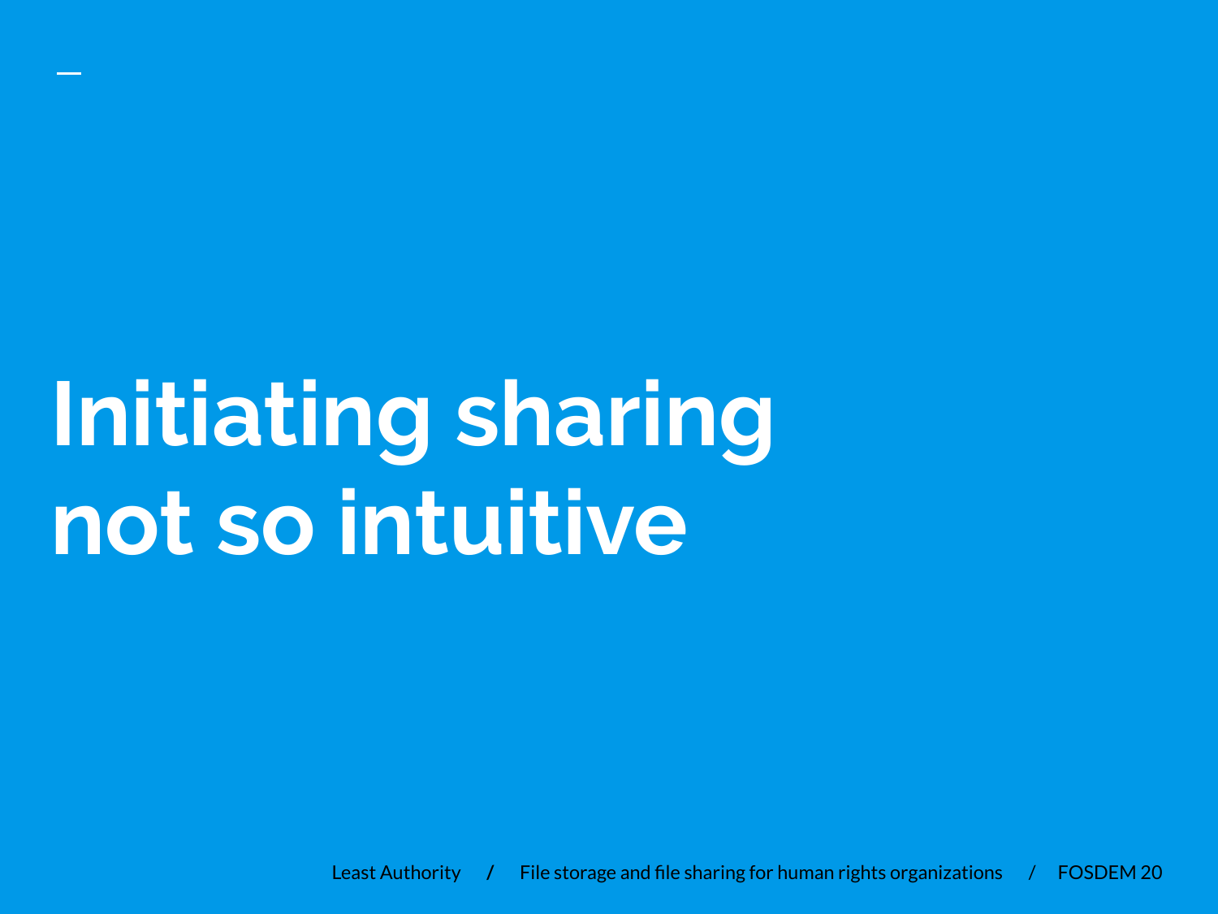# Initiating sharing not so intuitive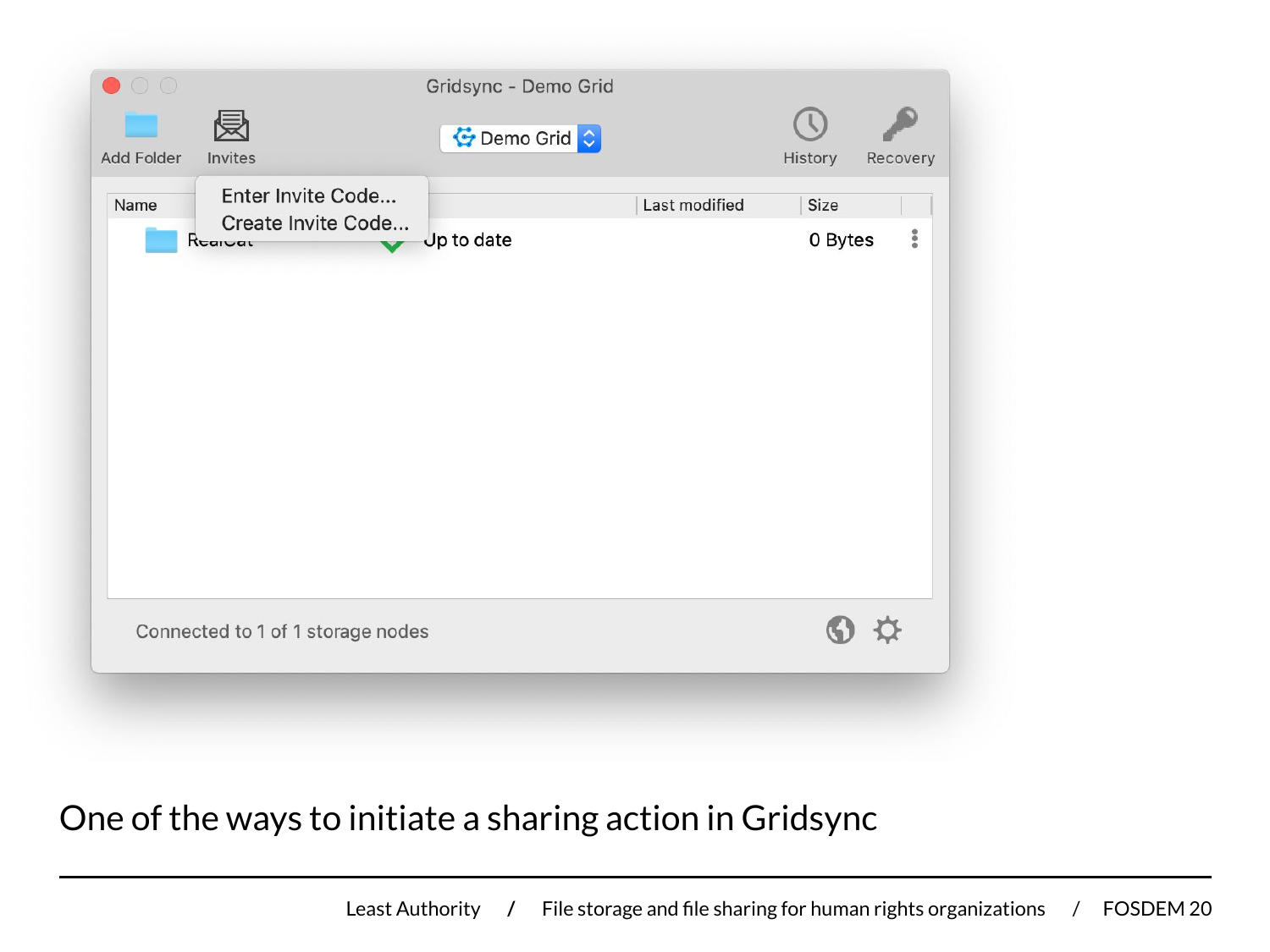One of the ways to initiate a sharing action in Gridsync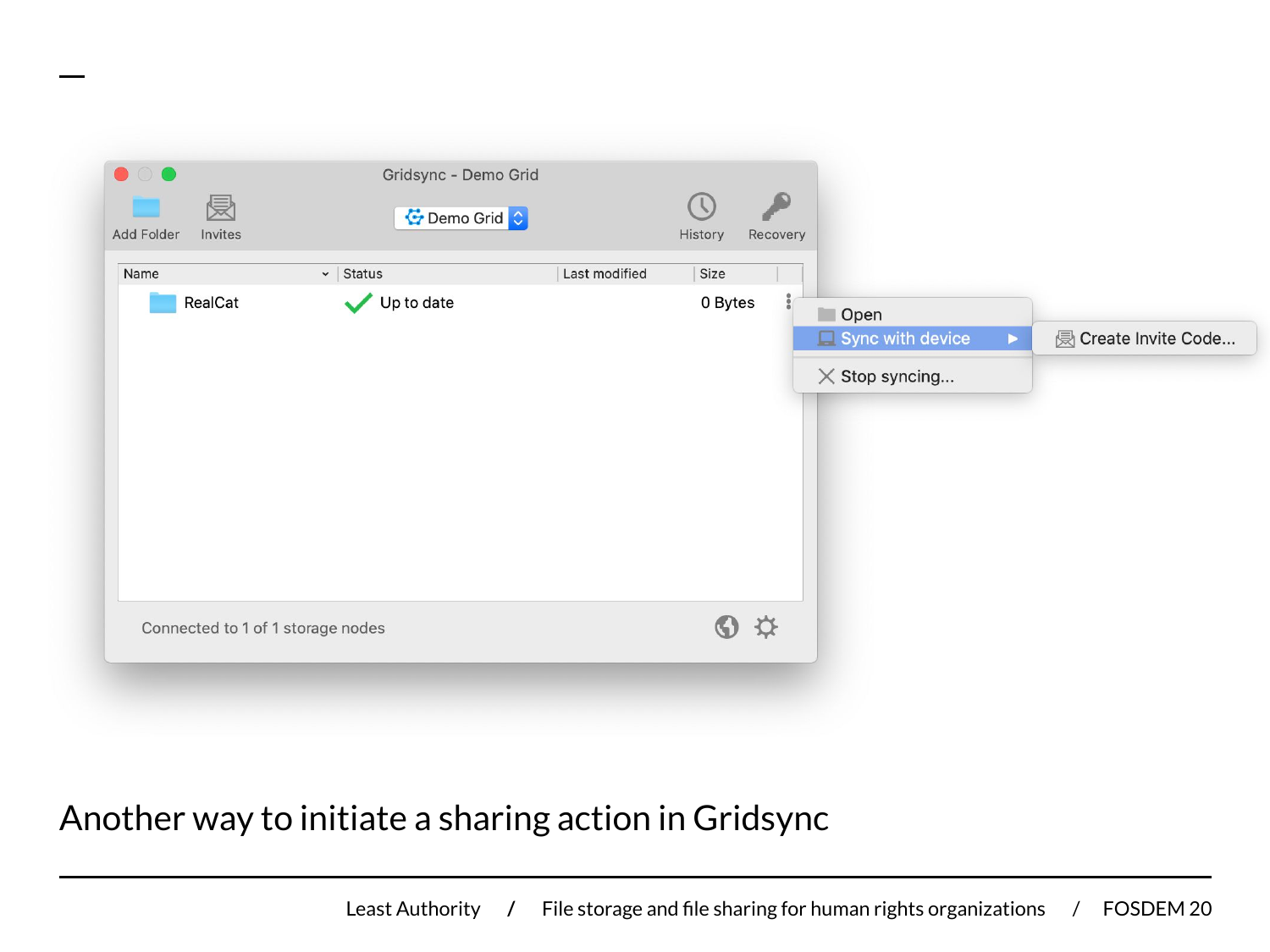Another way to initiate a sharing action in Gridsync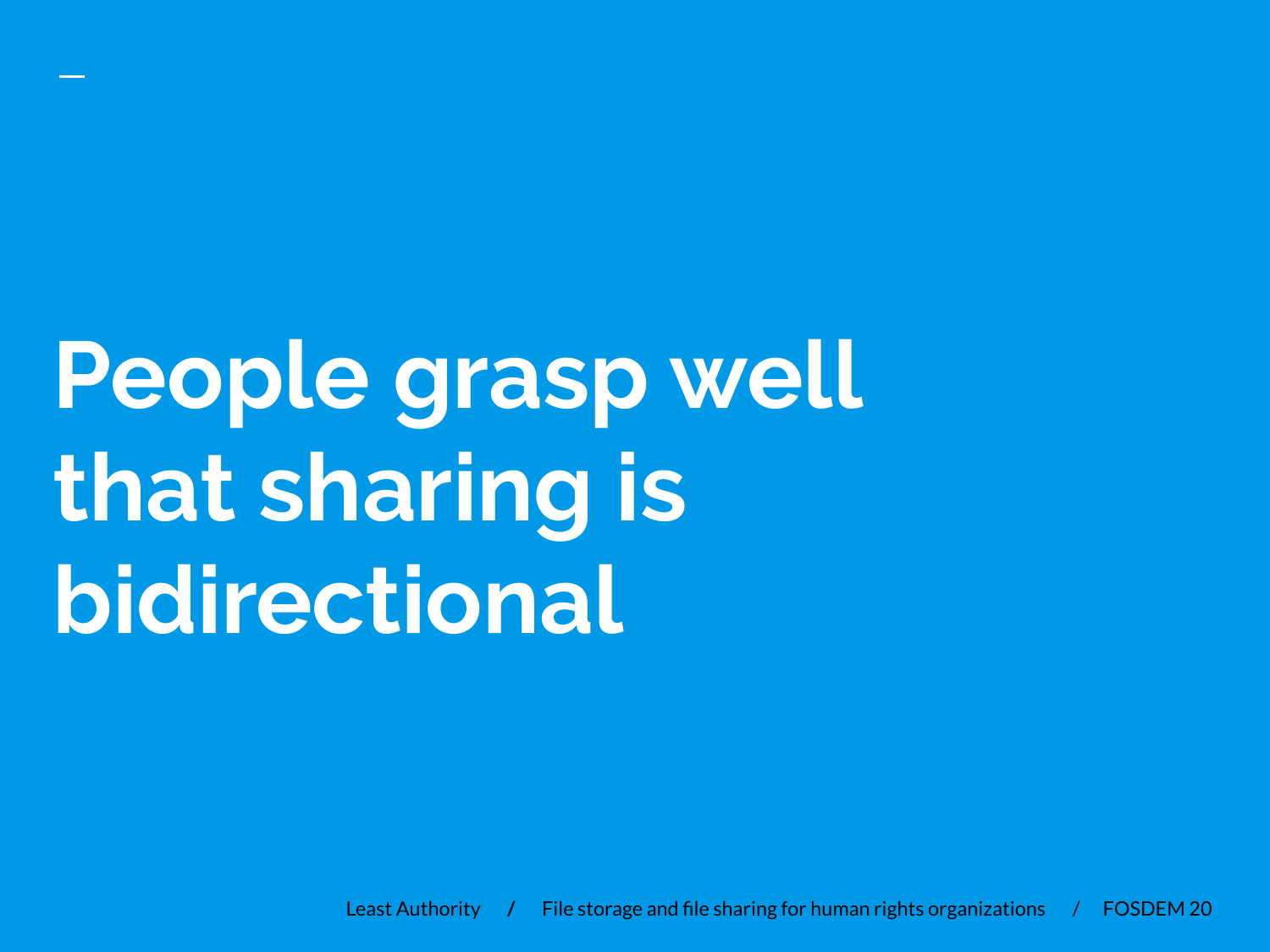# People grasp well that sharing is bidirectional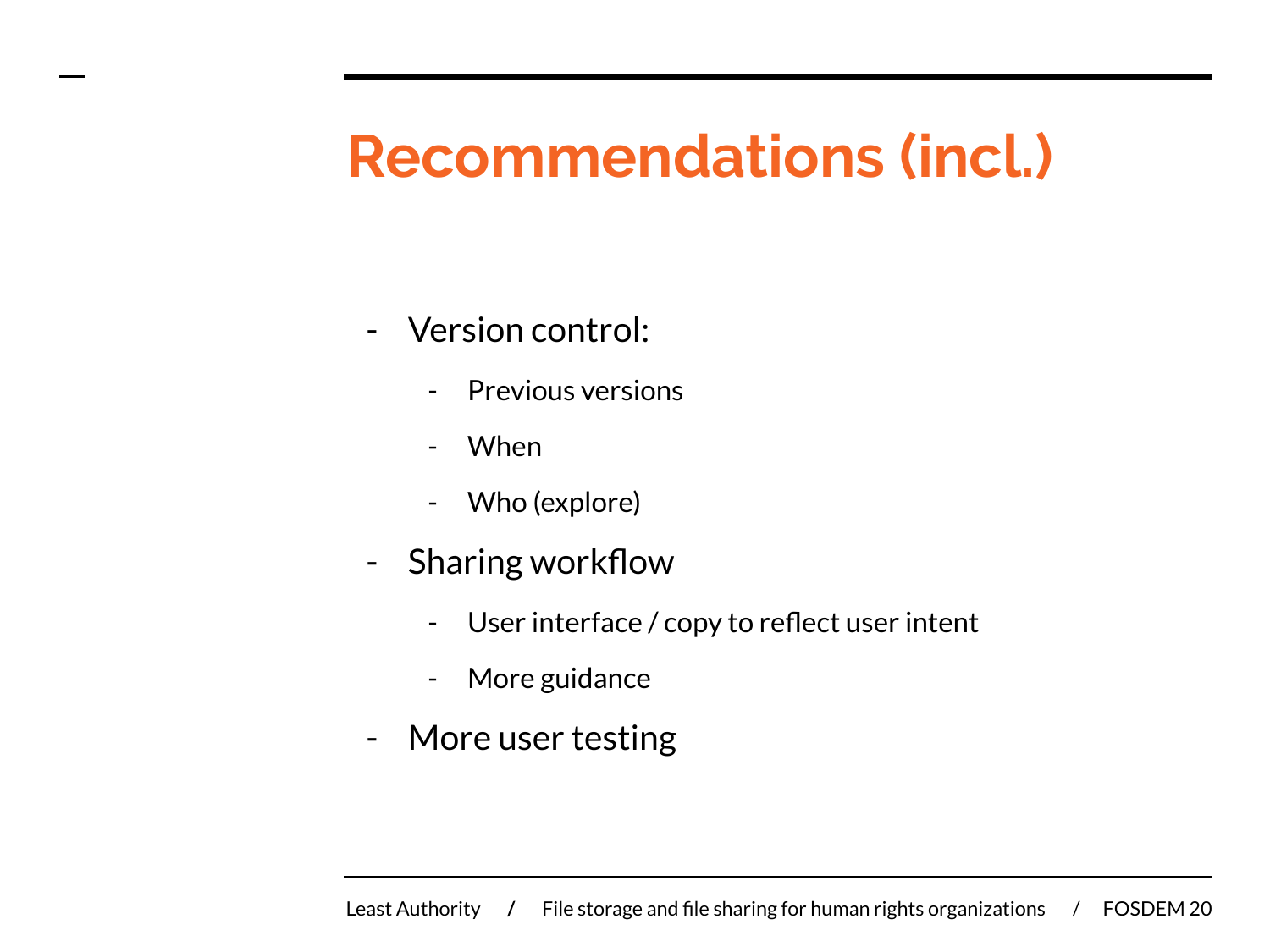# Recommendations (incl.)

- Version control:
  - Previous versions
  - When
  - Who (explore)
- Sharing workflow
  - User interface / copy to reflect user intent
  - More guidance
- More user testing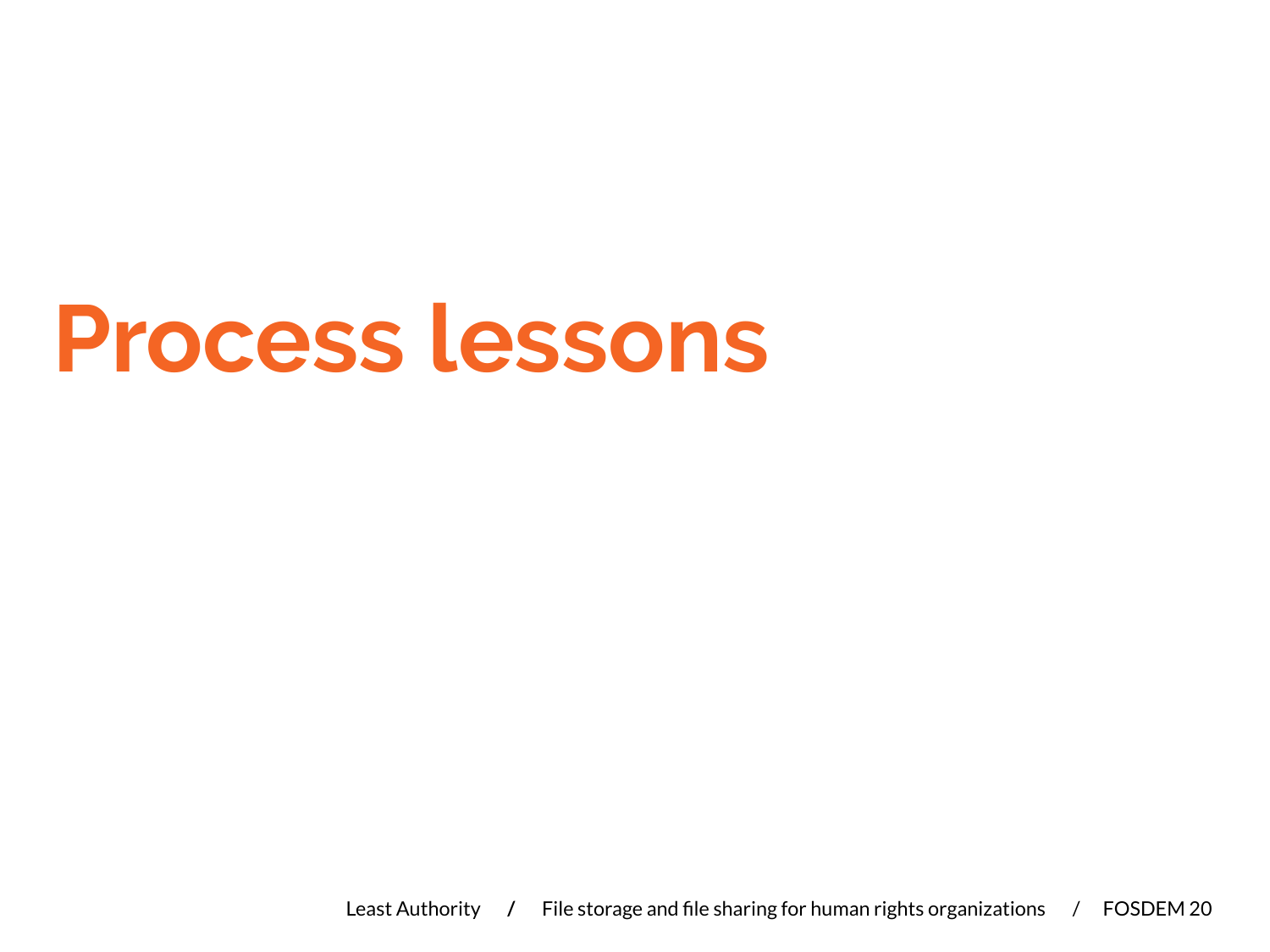# Process lessons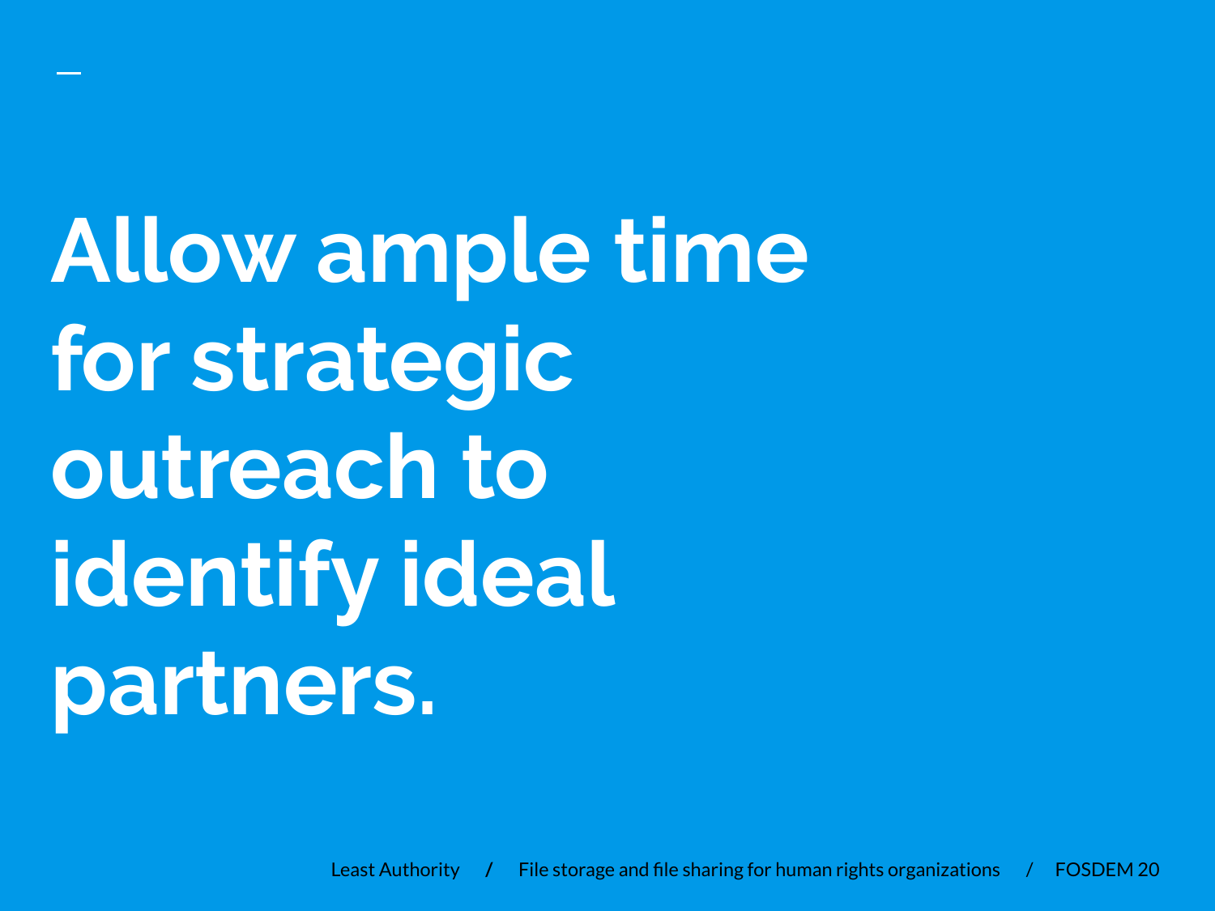# Allow ample time for strategic outreach to identify ideal partners.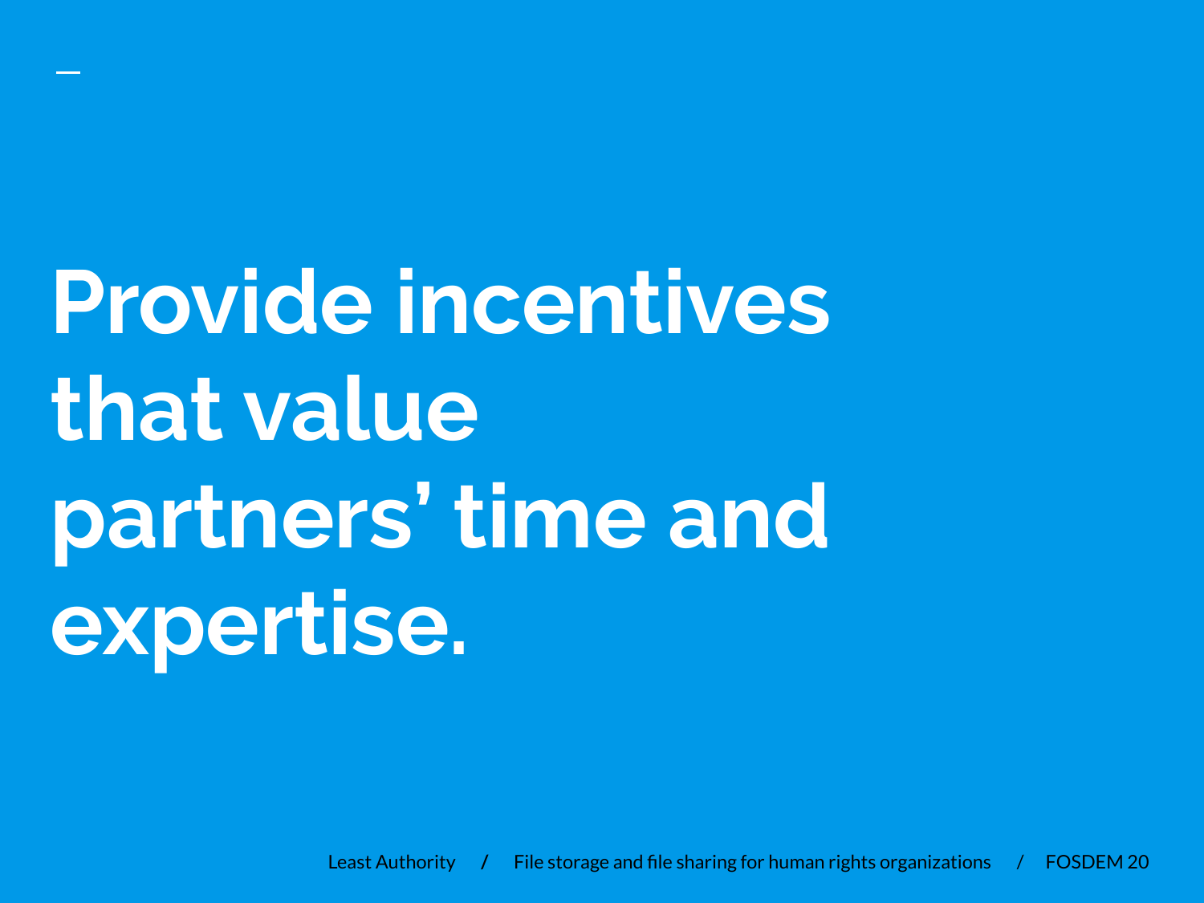# Provide incentives that value partners' time and expertise.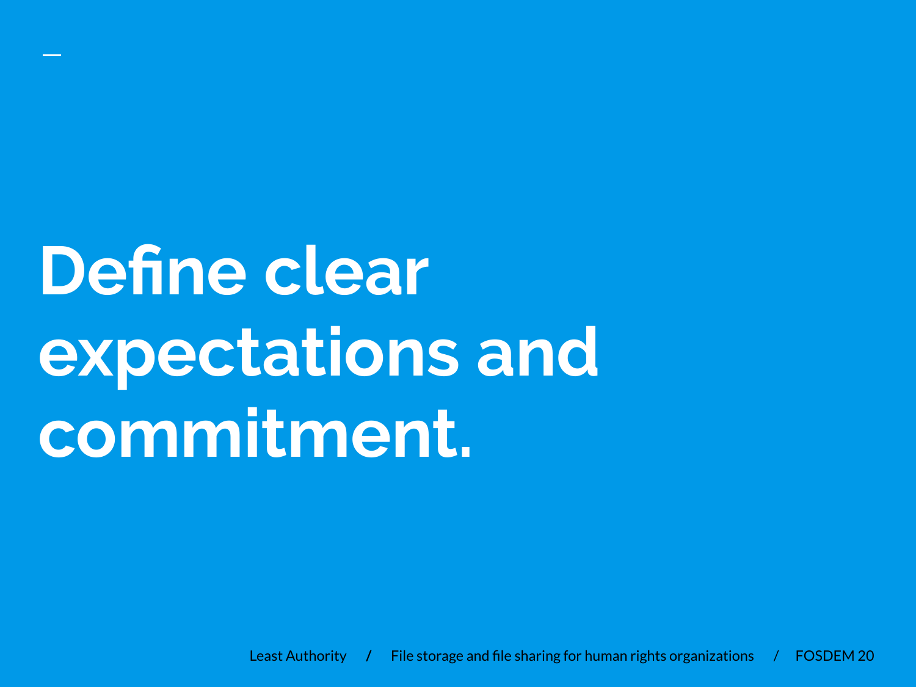# Define clear expectations and commitment.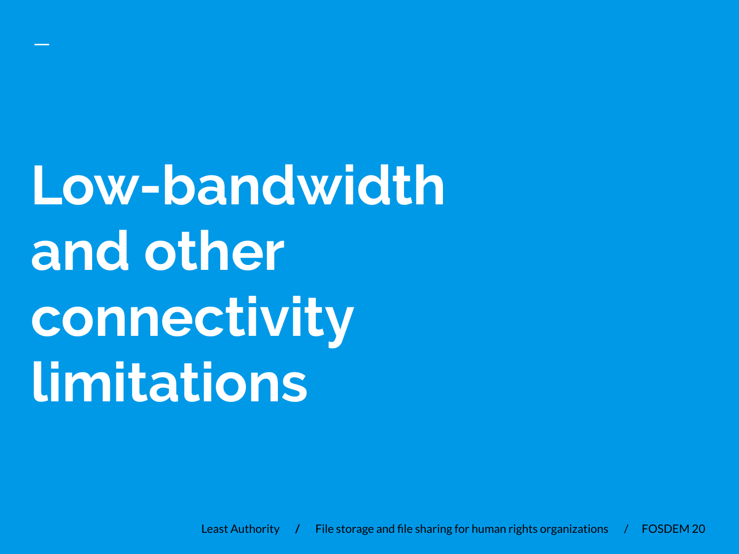# Low-bandwidth and other connectivity limitations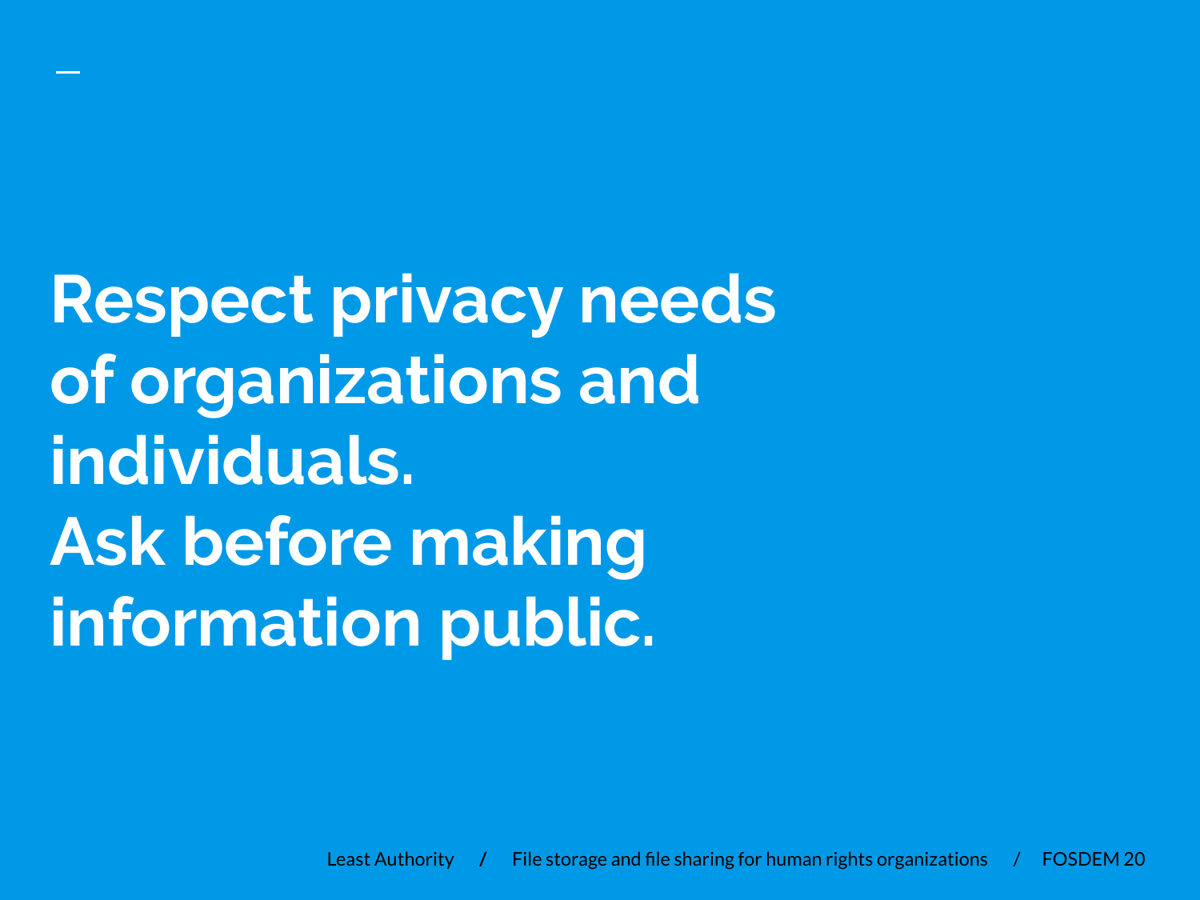# Respect privacy needs of organizations and individuals. Ask before making information public.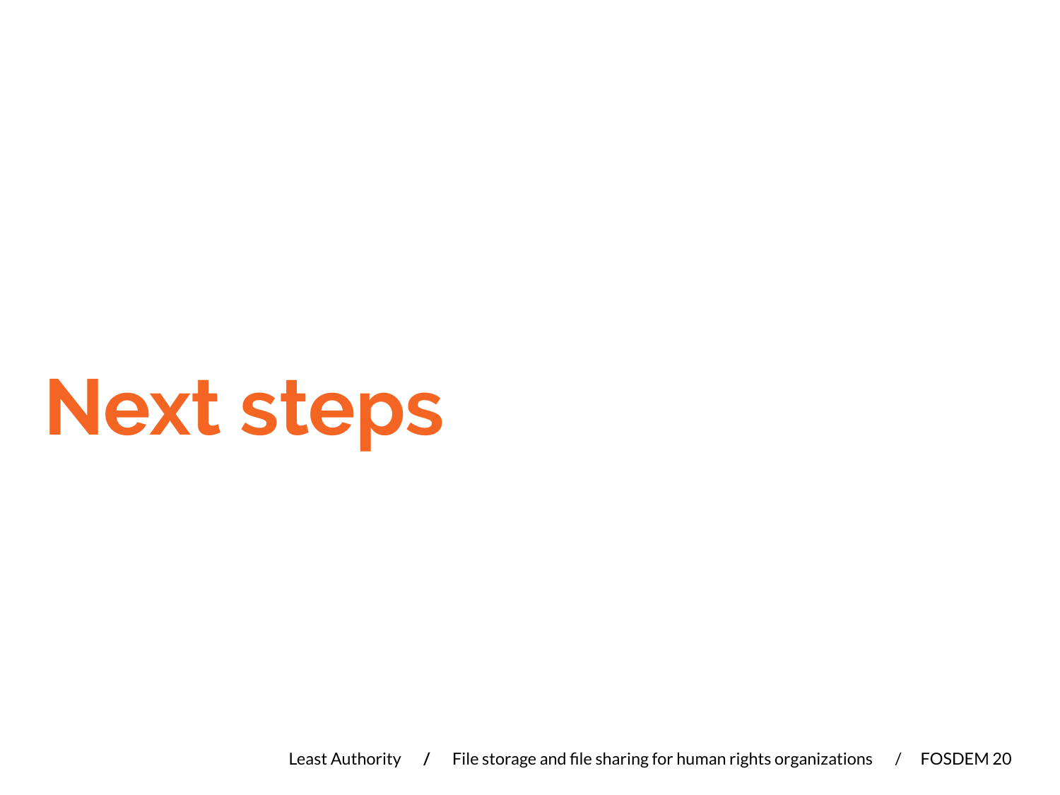# Next steps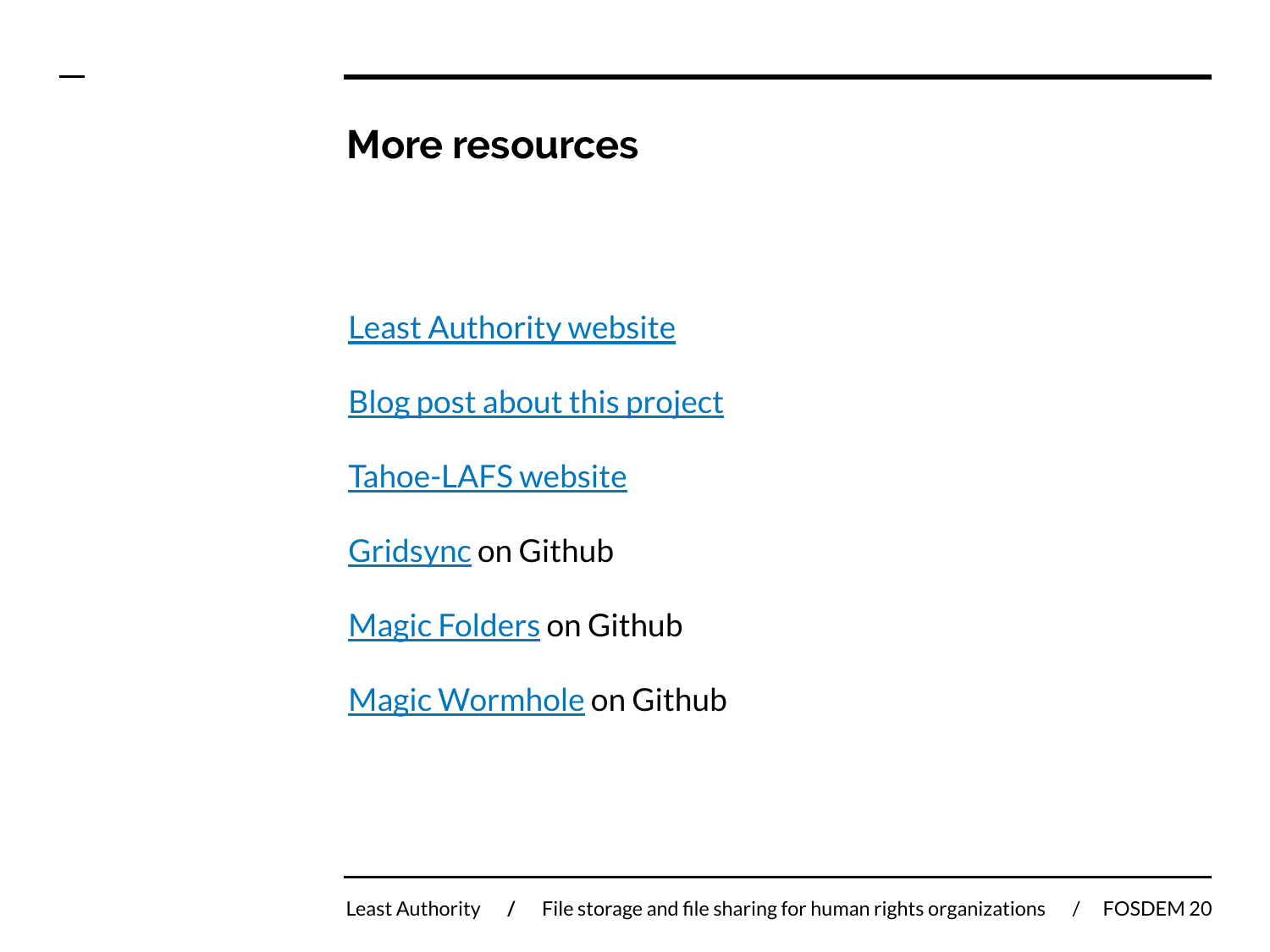## More resources

Least Authority website

Blog post about this project

Tahoe-LAFS website

Gridsync on Github

Magic Folders on Github

Magic Wormhole on Github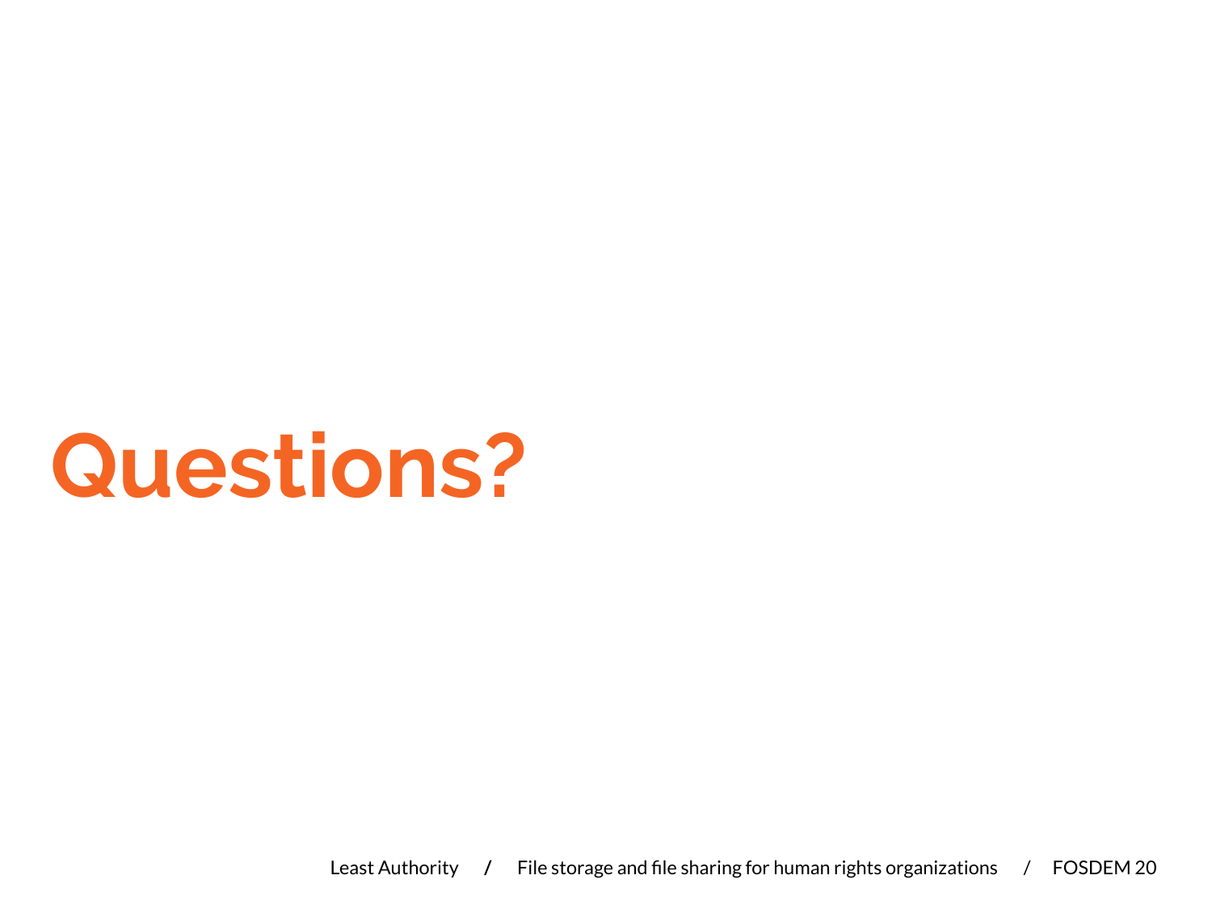# Questions?